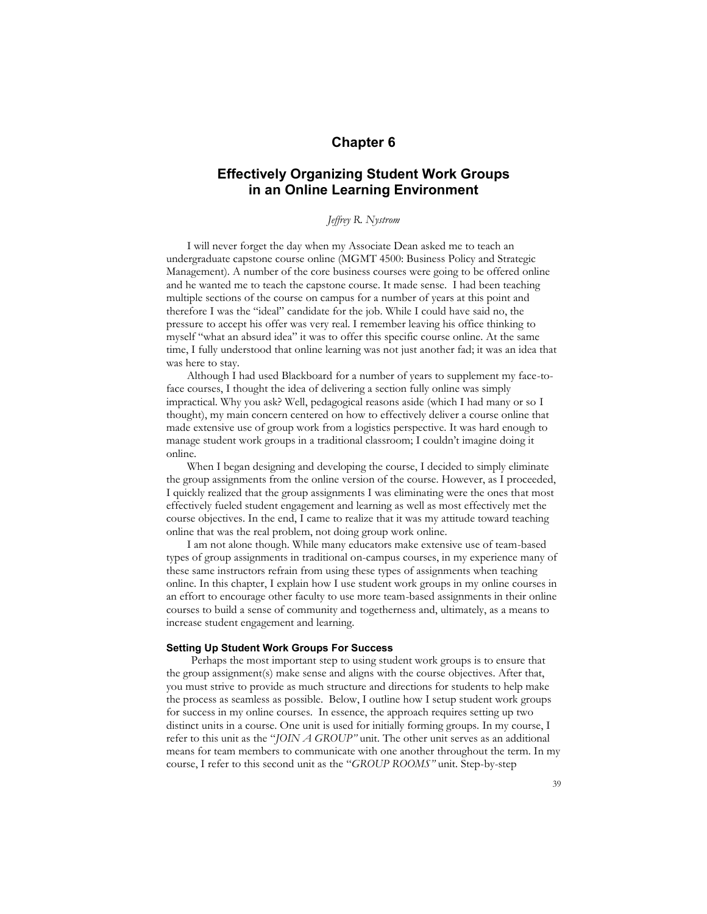# Chapter 6

## Effectively Organizing Student Work Groups in an Online Learning Environment

*Jeffrey R. Nystrom*

I will never forget the day when my Associate Dean asked me to teach an undergraduate capstone course online (MGMT 4500: Business Policy and Strategic Management). A number of the core business courses were going to be offered online and he wanted me to teach the capstone course. It made sense. I had been teaching multiple sections of the course on campus for a number of years at this point and therefore I was the "ideal" candidate for the job. While I could have said no, the pressure to accept his offer was very real. I remember leaving his office thinking to myself "what an absurd idea" it was to offer this specific course online. At the same time, I fully understood that online learning was not just another fad; it was an idea that was here to stay.

Although I had used Blackboard for a number of years to supplement my face-to-face courses, I thought the idea of delivering a section fully online was simply impractical. Why you ask? Well, pedagogical reasons aside (which I had many or so I thought), my main concern centered on how to effectively deliver a course online that made extensive use of group work from a logistics perspective. It was hard enough to manage student work groups in a traditional classroom; I couldn't imagine doing it online.

When I began designing and developing the course, I decided to simply eliminate the group assignments from the online version of the course. However, as I proceeded, I quickly realized that the group assignments I was eliminating were the ones that most effectively fueled student engagement and learning as well as most effectively met the course objectives. In the end, I came to realize that it was my attitude toward teaching online that was the real problem, not doing group work online.

I am not alone though. While many educators make extensive use of team-based types of group assignments in traditional on-campus courses, in my experience many of these same instructors refrain from using these types of assignments when teaching online. In this chapter, I explain how I use student work groups in my online courses in an effort to encourage other faculty to use more team-based assignments in their online courses to build a sense of community and togetherness and, ultimately, as a means to increase student engagement and learning.

### Setting Up Student Work Groups For Success

Perhaps the most important step to using student work groups is to ensure that the group assignment(s) make sense and aligns with the course objectives. After that, you must strive to provide as much structure and directions for students to help make the process as seamless as possible. Below, I outline how I setup student work groups for success in my online courses. In essence, the approach requires setting up two distinct units in a course. One unit is used for initially forming groups. In my course, I refer to this unit as the "*JOIN A GROUP"* unit. The other unit serves as an additional means for team members to communicate with one another throughout the term. In my course, I refer to this second unit as the "*GROUP ROOMS"* unit. Step-by-step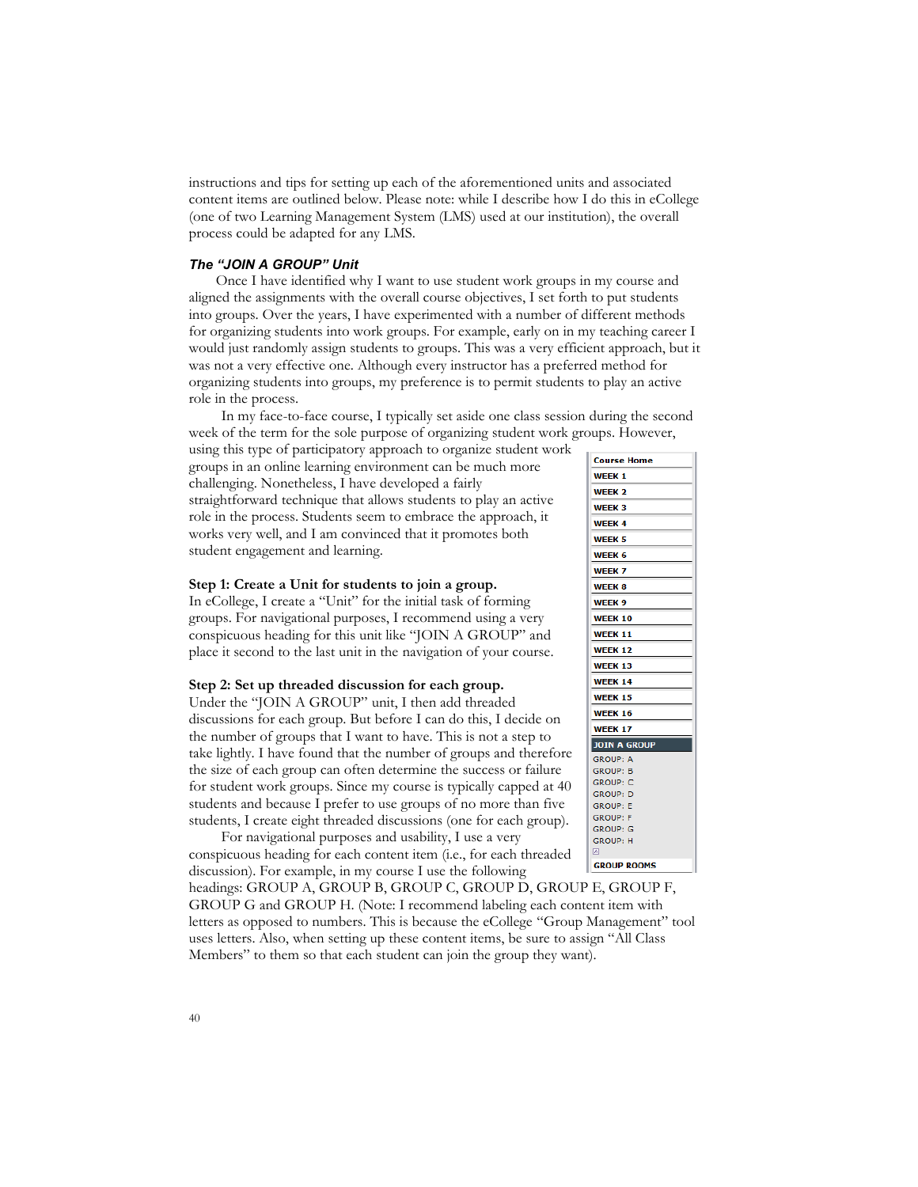instructions and tips for setting up each of the aforementioned units and associated content items are outlined below. Please note: while I describe how I do this in eCollege (one of two Learning Management System (LMS) used at our institution), the overall process could be adapted for any LMS.

### *The "JOIN A GROUP" Unit*

Once I have identified why I want to use student work groups in my course and aligned the assignments with the overall course objectives, I set forth to put students into groups. Over the years, I have experimented with a number of different methods for organizing students into work groups. For example, early on in my teaching career I would just randomly assign students to groups. This was a very efficient approach, but it was not a very effective one. Although every instructor has a preferred method for organizing students into groups, my preference is to permit students to play an active role in the process.

In my face-to-face course, I typically set aside one class session during the second week of the term for the sole purpose of organizing student work groups. However, using this type of participatory approach to organize student work groups in an online learning environment can be much more challenging. Nonetheless, I have developed a fairly straightforward technique that allows students to play an active role in the process. Students seem to embrace the approach, it works very well, and I am convinced that it promotes both student engagement and learning.

**Step 1: Create a Unit for students to join a group.**
In eCollege, I create a "Unit" for the initial task of forming groups. For navigational purposes, I recommend using a very conspicuous heading for this unit like "JOIN A GROUP" and place it second to the last unit in the navigation of your course.

**Step 2: Set up threaded discussion for each group.**
Under the "JOIN A GROUP" unit, I then add threaded discussions for each group. But before I can do this, I decide on the number of groups that I want to have. This is not a step to take lightly. I have found that the number of groups and therefore the size of each group can often determine the success or failure for student work groups. Since my course is typically capped at 40 students and because I prefer to use groups of no more than five students, I create eight threaded discussions (one for each group).

For navigational purposes and usability, I use a very conspicuous heading for each content item (i.e., for each threaded discussion). For example, in my course I use the following headings: GROUP A, GROUP B, GROUP C, GROUP D, GROUP E, GROUP F, GROUP G and GROUP H. (Note: I recommend labeling each content item with letters as opposed to numbers. This is because the eCollege "Group Management" tool uses letters. Also, when setting up these content items, be sure to assign "All Class Members" to them so that each student can join the group they want).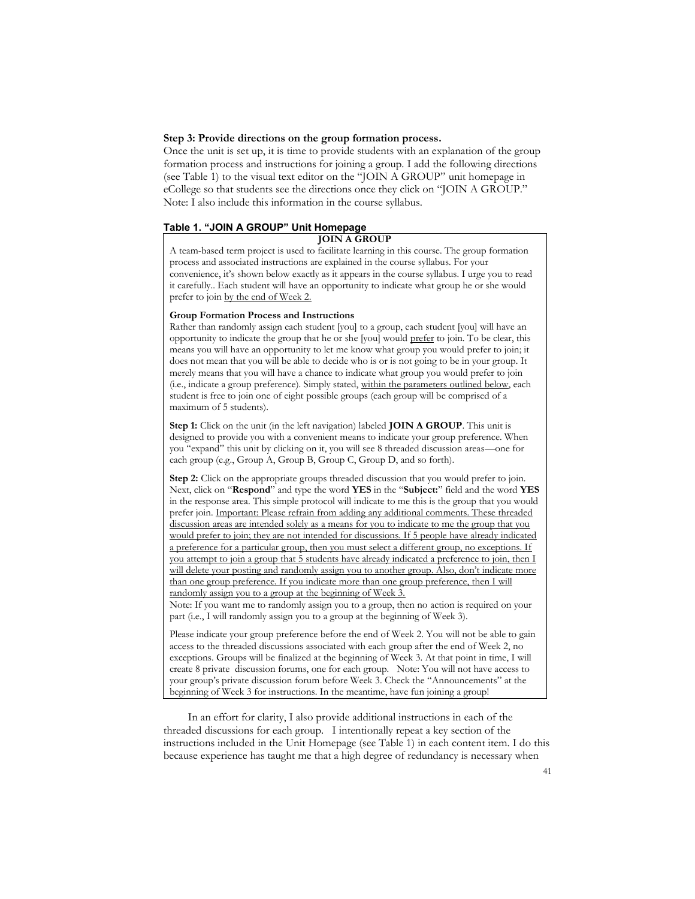**Step 3: Provide directions on the group formation process.**

Once the unit is set up, it is time to provide students with an explanation of the group formation process and instructions for joining a group. I add the following directions (see Table 1) to the visual text editor on the "JOIN A GROUP" unit homepage in eCollege so that students see the directions once they click on "JOIN A GROUP." Note: I also include this information in the course syllabus.

**Table 1. "JOIN A GROUP" Unit Homepage**

| **JOIN A GROUP** |
|---|
| A team-based term project is used to facilitate learning in this course. The group formation process and associated instructions are explained in the course syllabus. For your convenience, it's shown below exactly as it appears in the course syllabus. I urge you to read it carefully.. Each student will have an opportunity to indicate what group he or she would prefer to join <u>by the end of Week 2.</u><br><br>**Group Formation Process and Instructions**<br>Rather than randomly assign each student [you] to a group, each student [you] will have an opportunity to indicate the group that he or she [you] would <u>prefer</u> to join. To be clear, this means you will have an opportunity to let me know what group you would prefer to join; it does not mean that you will be able to decide who is or is not going to be in your group. It merely means that you will have a chance to indicate what group you would prefer to join (i.e., indicate a group preference). Simply stated, <u>within the parameters outlined below</u>, each student is free to join one of eight possible groups (each group will be comprised of a maximum of 5 students).<br><br>**Step 1:** Click on the unit (in the left navigation) labeled **JOIN A GROUP**. This unit is designed to provide you with a convenient means to indicate your group preference. When you "expand" this unit by clicking on it, you will see 8 threaded discussion areas—one for each group (e.g., Group A, Group B, Group C, Group D, and so forth).<br><br>**Step 2:** Click on the appropriate groups threaded discussion that you would prefer to join. Next, click on "**Respond**" and type the word **YES** in the "**Subject:**" field and the word **YES** in the response area. This simple protocol will indicate to me this is the group that you would prefer join. <u>Important: Please refrain from adding any additional comments. These threaded discussion areas are intended solely as a means for you to indicate to me the group that you would prefer to join; they are not intended for discussions. If 5 people have already indicated a preference for a particular group, then you must select a different group, no exceptions. If you attempt to join a group that 5 students have already indicated a preference to join, then I will delete your posting and randomly assign you to another group. Also, don't indicate more than one group preference. If you indicate more than one group preference, then I will randomly assign you to a group at the beginning of Week 3.</u><br>Note: If you want me to randomly assign you to a group, then no action is required on your part (i.e., I will randomly assign you to a group at the beginning of Week 3).<br><br>Please indicate your group preference before the end of Week 2. You will not be able to gain access to the threaded discussions associated with each group after the end of Week 2, no exceptions. Groups will be finalized at the beginning of Week 3. At that point in time, I will create 8 private discussion forums, one for each group. Note: You will not have access to your group's private discussion forum before Week 3. Check the "Announcements" at the beginning of Week 3 for instructions. In the meantime, have fun joining a group! |

In an effort for clarity, I also provide additional instructions in each of the threaded discussions for each group. I intentionally repeat a key section of the instructions included in the Unit Homepage (see Table 1) in each content item. I do this because experience has taught me that a high degree of redundancy is necessary when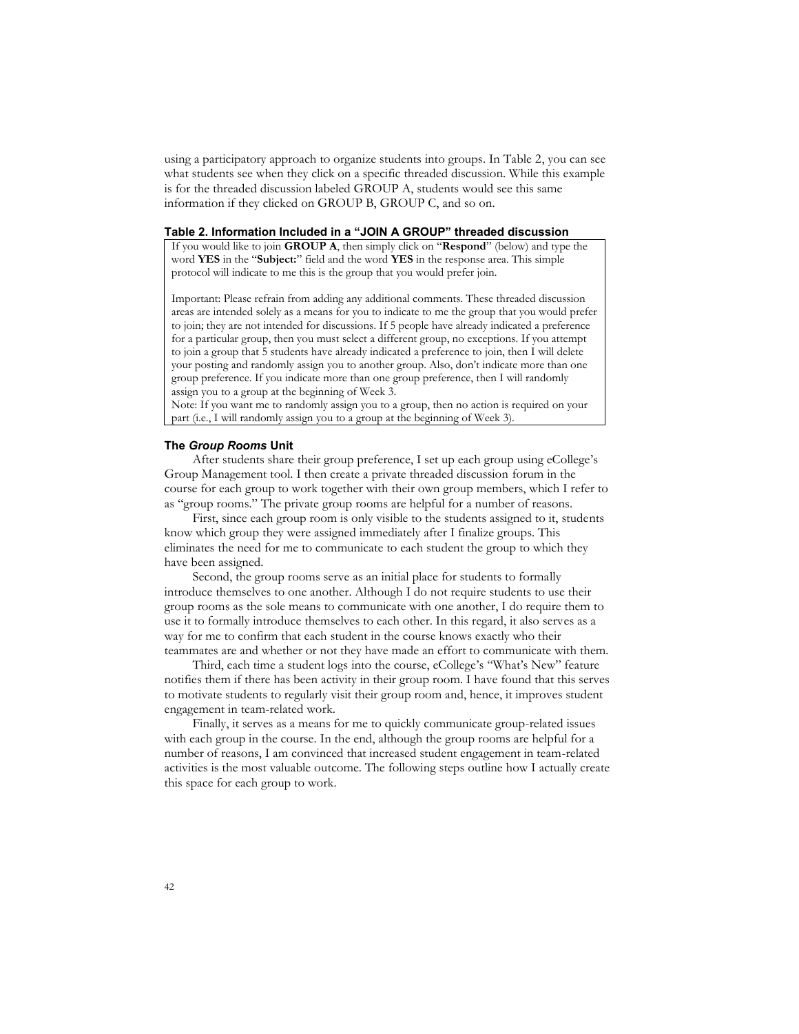using a participatory approach to organize students into groups. In Table 2, you can see what students see when they click on a specific threaded discussion. While this example is for the threaded discussion labeled GROUP A, students would see this same information if they clicked on GROUP B, GROUP C, and so on.

**Table 2. Information Included in a "JOIN A GROUP" threaded discussion**

| |
|---|
| If you would like to join **GROUP A**, then simply click on "**Respond**" (below) and type the word **YES** in the "**Subject:**" field and the word **YES** in the response area. This simple protocol will indicate to me this is the group that you would prefer join.<br><br>Important: Please refrain from adding any additional comments. These threaded discussion areas are intended solely as a means for you to indicate to me the group that you would prefer to join; they are not intended for discussions. If 5 people have already indicated a preference for a particular group, then you must select a different group, no exceptions. If you attempt to join a group that 5 students have already indicated a preference to join, then I will delete your posting and randomly assign you to another group. Also, don't indicate more than one group preference. If you indicate more than one group preference, then I will randomly assign you to a group at the beginning of Week 3.<br>Note: If you want me to randomly assign you to a group, then no action is required on your part (i.e., I will randomly assign you to a group at the beginning of Week 3). |

### The *Group Rooms* Unit

After students share their group preference, I set up each group using eCollege's Group Management tool. I then create a private threaded discussion forum in the course for each group to work together with their own group members, which I refer to as "group rooms." The private group rooms are helpful for a number of reasons.

First, since each group room is only visible to the students assigned to it, students know which group they were assigned immediately after I finalize groups. This eliminates the need for me to communicate to each student the group to which they have been assigned.

Second, the group rooms serve as an initial place for students to formally introduce themselves to one another. Although I do not require students to use their group rooms as the sole means to communicate with one another, I do require them to use it to formally introduce themselves to each other. In this regard, it also serves as a way for me to confirm that each student in the course knows exactly who their teammates are and whether or not they have made an effort to communicate with them.

Third, each time a student logs into the course, eCollege's "What's New" feature notifies them if there has been activity in their group room. I have found that this serves to motivate students to regularly visit their group room and, hence, it improves student engagement in team-related work.

Finally, it serves as a means for me to quickly communicate group-related issues with each group in the course. In the end, although the group rooms are helpful for a number of reasons, I am convinced that increased student engagement in team-related activities is the most valuable outcome. The following steps outline how I actually create this space for each group to work.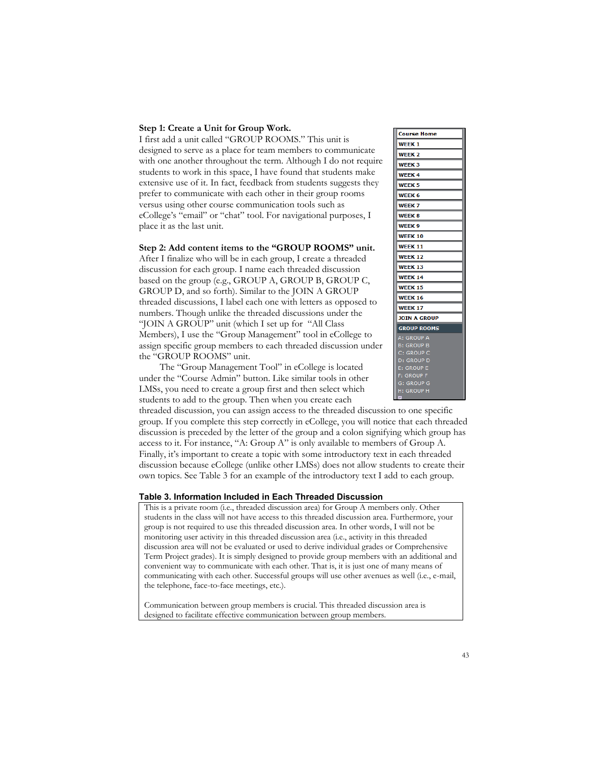**Step 1: Create a Unit for Group Work.**
I first add a unit called "GROUP ROOMS." This unit is designed to serve as a place for team members to communicate with one another throughout the term. Although I do not require students to work in this space, I have found that students make extensive use of it. In fact, feedback from students suggests they prefer to communicate with each other in their group rooms versus using other course communication tools such as eCollege's "email" or "chat" tool. For navigational purposes, I place it as the last unit.

**Step 2: Add content items to the "GROUP ROOMS" unit.**
After I finalize who will be in each group, I create a threaded discussion for each group. I name each threaded discussion based on the group (e.g., GROUP A, GROUP B, GROUP C, GROUP D, and so forth). Similar to the JOIN A GROUP threaded discussions, I label each one with letters as opposed to numbers. Though unlike the threaded discussions under the "JOIN A GROUP" unit (which I set up for "All Class Members), I use the "Group Management" tool in eCollege to assign specific group members to each threaded discussion under the "GROUP ROOMS" unit.

The "Group Management Tool" in eCollege is located under the "Course Admin" button. Like similar tools in other LMSs, you need to create a group first and then select which students to add to the group. Then when you create each threaded discussion, you can assign access to the threaded discussion to one specific group. If you complete this step correctly in eCollege, you will notice that each threaded discussion is preceded by the letter of the group and a colon signifying which group has access to it. For instance, "A: Group A" is only available to members of Group A. Finally, it's important to create a topic with some introductory text in each threaded discussion because eCollege (unlike other LMSs) does not allow students to create their own topics. See Table 3 for an example of the introductory text I add to each group.

- Course Home
- WEEK 1
- WEEK 2
- WEEK 3
- WEEK 4
- WEEK 5
- WEEK 6
- WEEK 7
- WEEK 8
- WEEK 9
- WEEK 10
- WEEK 11
- WEEK 12
- WEEK 13
- WEEK 14
- WEEK 15
- WEEK 16
- WEEK 17
- JOIN A GROUP
- GROUP ROOMS
  - A: GROUP A
  - B: GROUP B
  - C: GROUP C
  - D: GROUP D
  - E: GROUP E
  - F: GROUP F
  - G: GROUP G
  - H: GROUP H

**Table 3. Information Included in Each Threaded Discussion**

| |
|---|
| This is a private room (i.e., threaded discussion area) for Group A members only. Other students in the class will not have access to this threaded discussion area. Furthermore, your group is not required to use this threaded discussion area. In other words, I will not be monitoring user activity in this threaded discussion area (i.e., activity in this threaded discussion area will not be evaluated or used to derive individual grades or Comprehensive Term Project grades). It is simply designed to provide group members with an additional and convenient way to communicate with each other. That is, it is just one of many means of communicating with each other. Successful groups will use other avenues as well (i.e., e-mail, the telephone, face-to-face meetings, etc.).<br><br>Communication between group members is crucial. This threaded discussion area is designed to facilitate effective communication between group members. |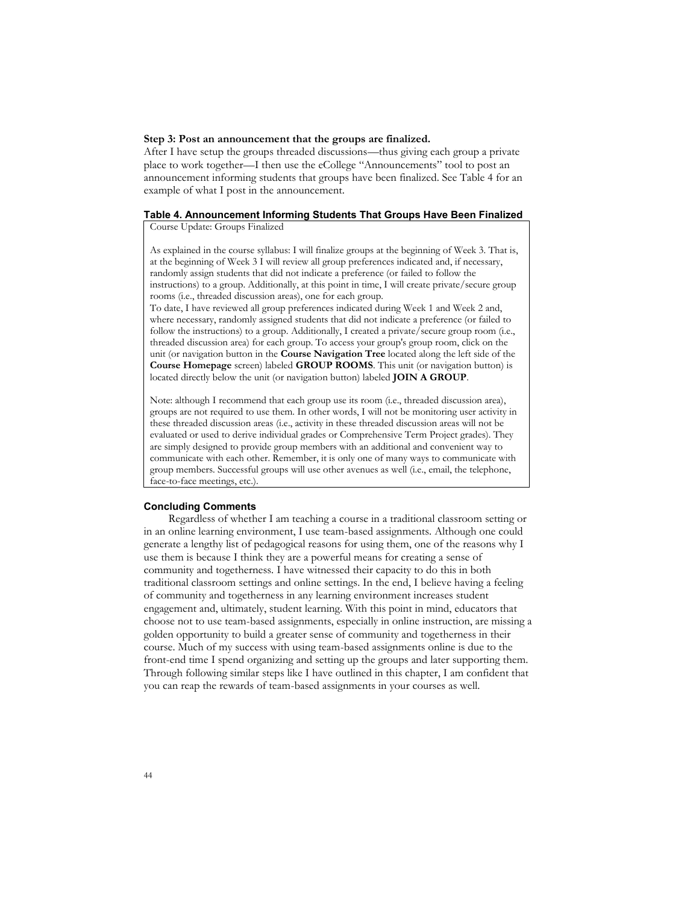**Step 3: Post an announcement that the groups are finalized.**
After I have setup the groups threaded discussions—thus giving each group a private place to work together—I then use the eCollege "Announcements" tool to post an announcement informing students that groups have been finalized. See Table 4 for an example of what I post in the announcement.

**Table 4. Announcement Informing Students That Groups Have Been Finalized**

> Course Update: Groups Finalized
>
> As explained in the course syllabus: I will finalize groups at the beginning of Week 3. That is, at the beginning of Week 3 I will review all group preferences indicated and, if necessary, randomly assign students that did not indicate a preference (or failed to follow the instructions) to a group. Additionally, at this point in time, I will create private/secure group rooms (i.e., threaded discussion areas), one for each group.
> To date, I have reviewed all group preferences indicated during Week 1 and Week 2 and, where necessary, randomly assigned students that did not indicate a preference (or failed to follow the instructions) to a group. Additionally, I created a private/secure group room (i.e., threaded discussion area) for each group. To access your group's group room, click on the unit (or navigation button in the **Course Navigation Tree** located along the left side of the **Course Homepage** screen) labeled **GROUP ROOMS**. This unit (or navigation button) is located directly below the unit (or navigation button) labeled **JOIN A GROUP**.
>
> Note: although I recommend that each group use its room (i.e., threaded discussion area), groups are not required to use them. In other words, I will not be monitoring user activity in these threaded discussion areas (i.e., activity in these threaded discussion areas will not be evaluated or used to derive individual grades or Comprehensive Term Project grades). They are simply designed to provide group members with an additional and convenient way to communicate with each other. Remember, it is only one of many ways to communicate with group members. Successful groups will use other avenues as well (i.e., email, the telephone, face-to-face meetings, etc.).

## Concluding Comments

Regardless of whether I am teaching a course in a traditional classroom setting or in an online learning environment, I use team-based assignments. Although one could generate a lengthy list of pedagogical reasons for using them, one of the reasons why I use them is because I think they are a powerful means for creating a sense of community and togetherness. I have witnessed their capacity to do this in both traditional classroom settings and online settings. In the end, I believe having a feeling of community and togetherness in any learning environment increases student engagement and, ultimately, student learning. With this point in mind, educators that choose not to use team-based assignments, especially in online instruction, are missing a golden opportunity to build a greater sense of community and togetherness in their course. Much of my success with using team-based assignments online is due to the front-end time I spend organizing and setting up the groups and later supporting them. Through following similar steps like I have outlined in this chapter, I am confident that you can reap the rewards of team-based assignments in your courses as well.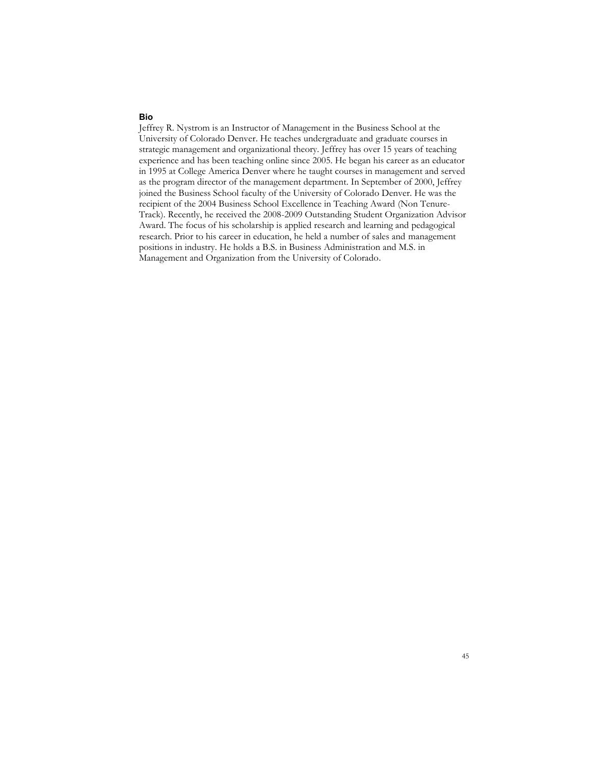**Bio**

Jeffrey R. Nystrom is an Instructor of Management in the Business School at the University of Colorado Denver. He teaches undergraduate and graduate courses in strategic management and organizational theory. Jeffrey has over 15 years of teaching experience and has been teaching online since 2005. He began his career as an educator in 1995 at College America Denver where he taught courses in management and served as the program director of the management department. In September of 2000, Jeffrey joined the Business School faculty of the University of Colorado Denver. He was the recipient of the 2004 Business School Excellence in Teaching Award (Non Tenure-Track). Recently, he received the 2008-2009 Outstanding Student Organization Advisor Award. The focus of his scholarship is applied research and learning and pedagogical research. Prior to his career in education, he held a number of sales and management positions in industry. He holds a B.S. in Business Administration and M.S. in Management and Organization from the University of Colorado.